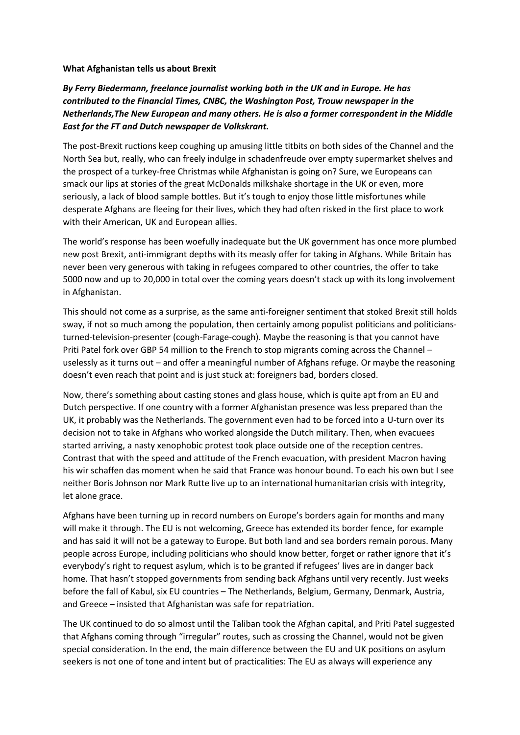**What Afghanistan tells us about Brexit**

***By Ferry Biedermann, freelance journalist working both in the UK and in Europe. He has contributed to the Financial Times, CNBC, the Washington Post, Trouw newspaper in the Netherlands,The New European and many others. He is also a former correspondent in the Middle East for the FT and Dutch newspaper de Volkskrant.***

The post-Brexit ructions keep coughing up amusing little titbits on both sides of the Channel and the North Sea but, really, who can freely indulge in schadenfreude over empty supermarket shelves and the prospect of a turkey-free Christmas while Afghanistan is going on? Sure, we Europeans can smack our lips at stories of the great McDonalds milkshake shortage in the UK or even, more seriously, a lack of blood sample bottles. But it's tough to enjoy those little misfortunes while desperate Afghans are fleeing for their lives, which they had often risked in the first place to work with their American, UK and European allies.

The world's response has been woefully inadequate but the UK government has once more plumbed new post Brexit, anti-immigrant depths with its measly offer for taking in Afghans. While Britain has never been very generous with taking in refugees compared to other countries, the offer to take 5000 now and up to 20,000 in total over the coming years doesn't stack up with its long involvement in Afghanistan.

This should not come as a surprise, as the same anti-foreigner sentiment that stoked Brexit still holds sway, if not so much among the population, then certainly among populist politicians and politicians-turned-television-presenter (cough-Farage-cough). Maybe the reasoning is that you cannot have Priti Patel fork over GBP 54 million to the French to stop migrants coming across the Channel – uselessly as it turns out – and offer a meaningful number of Afghans refuge. Or maybe the reasoning doesn't even reach that point and is just stuck at: foreigners bad, borders closed.

Now, there's something about casting stones and glass house, which is quite apt from an EU and Dutch perspective. If one country with a former Afghanistan presence was less prepared than the UK, it probably was the Netherlands. The government even had to be forced into a U-turn over its decision not to take in Afghans who worked alongside the Dutch military. Then, when evacuees started arriving, a nasty xenophobic protest took place outside one of the reception centres. Contrast that with the speed and attitude of the French evacuation, with president Macron having his wir schaffen das moment when he said that France was honour bound. To each his own but I see neither Boris Johnson nor Mark Rutte live up to an international humanitarian crisis with integrity, let alone grace.

Afghans have been turning up in record numbers on Europe's borders again for months and many will make it through. The EU is not welcoming, Greece has extended its border fence, for example and has said it will not be a gateway to Europe. But both land and sea borders remain porous. Many people across Europe, including politicians who should know better, forget or rather ignore that it's everybody's right to request asylum, which is to be granted if refugees' lives are in danger back home. That hasn't stopped governments from sending back Afghans until very recently. Just weeks before the fall of Kabul, six EU countries – The Netherlands, Belgium, Germany, Denmark, Austria, and Greece – insisted that Afghanistan was safe for repatriation.

The UK continued to do so almost until the Taliban took the Afghan capital, and Priti Patel suggested that Afghans coming through "irregular" routes, such as crossing the Channel, would not be given special consideration. In the end, the main difference between the EU and UK positions on asylum seekers is not one of tone and intent but of practicalities: The EU as always will experience any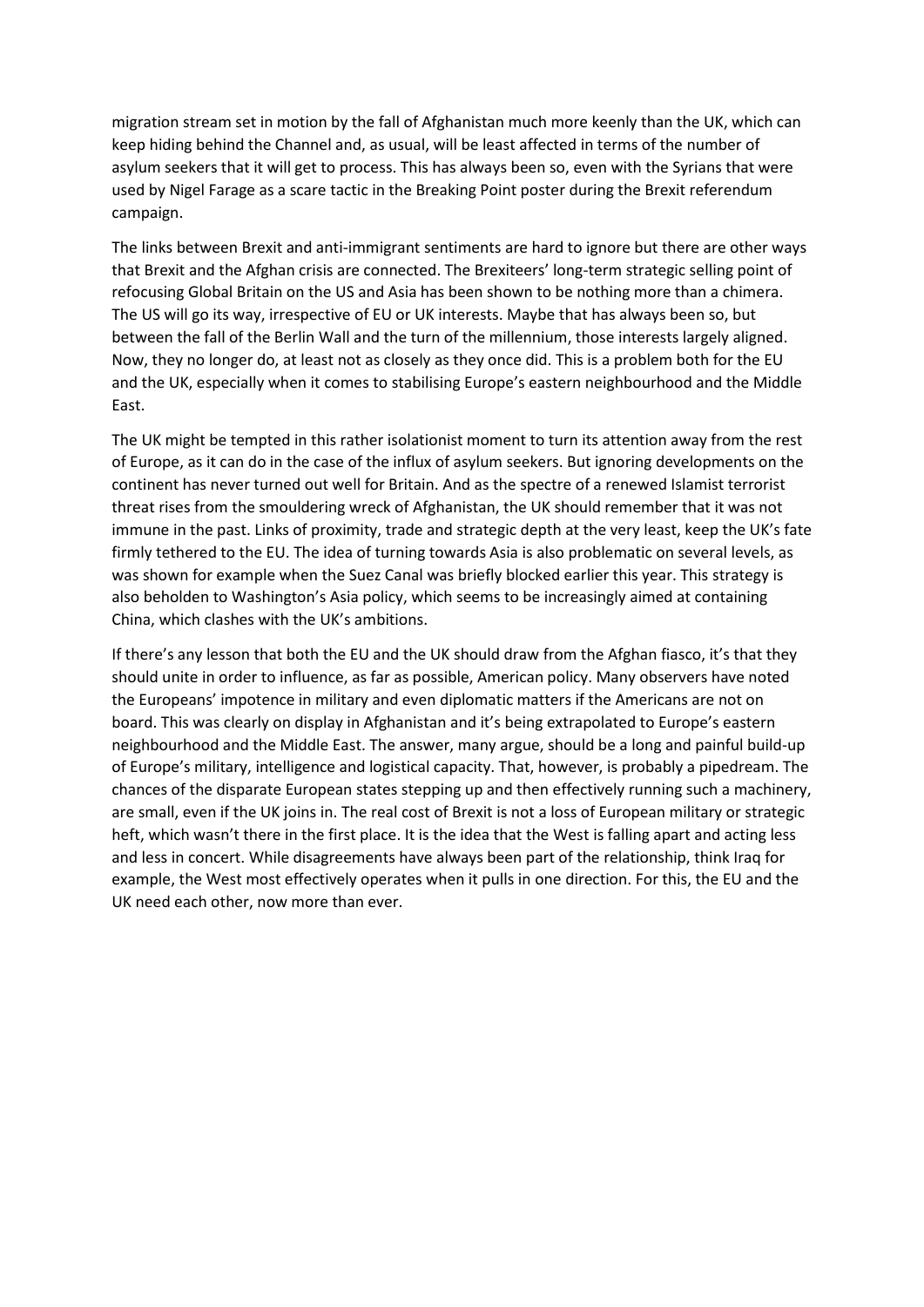migration stream set in motion by the fall of Afghanistan much more keenly than the UK, which can keep hiding behind the Channel and, as usual, will be least affected in terms of the number of asylum seekers that it will get to process. This has always been so, even with the Syrians that were used by Nigel Farage as a scare tactic in the Breaking Point poster during the Brexit referendum campaign.

The links between Brexit and anti-immigrant sentiments are hard to ignore but there are other ways that Brexit and the Afghan crisis are connected. The Brexiteers' long-term strategic selling point of refocusing Global Britain on the US and Asia has been shown to be nothing more than a chimera. The US will go its way, irrespective of EU or UK interests. Maybe that has always been so, but between the fall of the Berlin Wall and the turn of the millennium, those interests largely aligned. Now, they no longer do, at least not as closely as they once did. This is a problem both for the EU and the UK, especially when it comes to stabilising Europe's eastern neighbourhood and the Middle East.

The UK might be tempted in this rather isolationist moment to turn its attention away from the rest of Europe, as it can do in the case of the influx of asylum seekers. But ignoring developments on the continent has never turned out well for Britain. And as the spectre of a renewed Islamist terrorist threat rises from the smouldering wreck of Afghanistan, the UK should remember that it was not immune in the past. Links of proximity, trade and strategic depth at the very least, keep the UK's fate firmly tethered to the EU. The idea of turning towards Asia is also problematic on several levels, as was shown for example when the Suez Canal was briefly blocked earlier this year. This strategy is also beholden to Washington's Asia policy, which seems to be increasingly aimed at containing China, which clashes with the UK's ambitions.

If there's any lesson that both the EU and the UK should draw from the Afghan fiasco, it's that they should unite in order to influence, as far as possible, American policy. Many observers have noted the Europeans' impotence in military and even diplomatic matters if the Americans are not on board. This was clearly on display in Afghanistan and it's being extrapolated to Europe's eastern neighbourhood and the Middle East. The answer, many argue, should be a long and painful build-up of Europe's military, intelligence and logistical capacity. That, however, is probably a pipedream. The chances of the disparate European states stepping up and then effectively running such a machinery, are small, even if the UK joins in. The real cost of Brexit is not a loss of European military or strategic heft, which wasn't there in the first place. It is the idea that the West is falling apart and acting less and less in concert. While disagreements have always been part of the relationship, think Iraq for example, the West most effectively operates when it pulls in one direction. For this, the EU and the UK need each other, now more than ever.